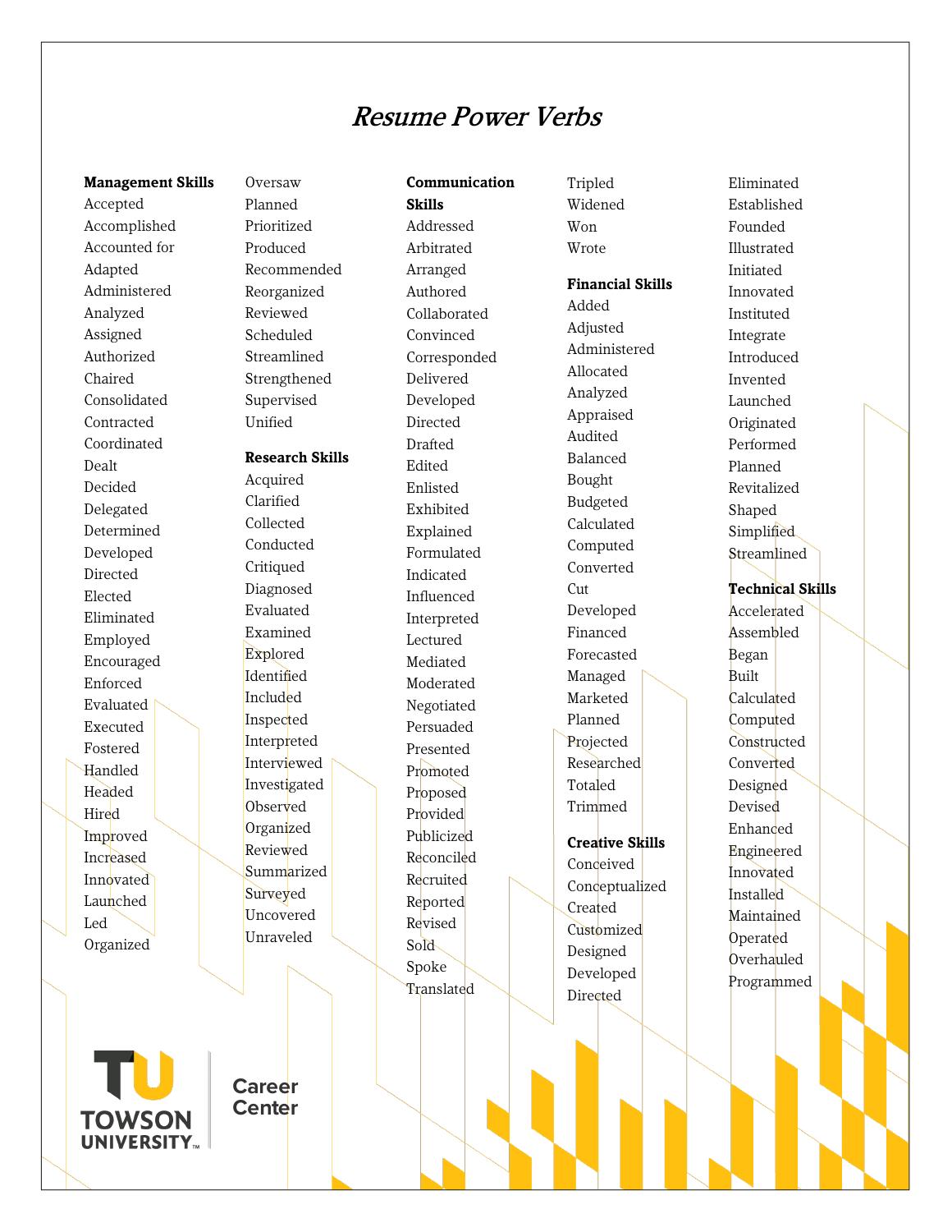# Resume Power Verbs

**Management Skills**

Accepted
Accomplished
Accounted for
Adapted
Administered
Analyzed
Assigned
Authorized
Chaired
Consolidated
Contracted
Coordinated
Dealt
Decided
Delegated
Determined
Developed
Directed
Elected
Eliminated
Employed
Encouraged
Enforced
Evaluated
Executed
Fostered
Handled
Headed
Hired
Improved
Increased
Innovated
Launched
Led
Organized
Oversaw
Planned
Prioritized
Produced
Recommended
Reorganized
Reviewed
Scheduled
Streamlined
Strengthened
Supervised
Unified

**Research Skills**

Acquired
Clarified
Collected
Conducted
Critiqued
Diagnosed
Evaluated
Examined
Explored
Identified
Included
Inspected
Interpreted
Interviewed
Investigated
Observed
Organized
Reviewed
Summarized
Surveyed
Uncovered
Unraveled

**Communication Skills**

Addressed
Arbitrated
Arranged
Authored
Collaborated
Convinced
Corresponded
Delivered
Developed
Directed
Drafted
Edited
Enlisted
Exhibited
Explained
Formulated
Indicated
Influenced
Interpreted
Lectured
Mediated
Moderated
Negotiated
Persuaded
Presented
Promoted
Proposed
Provided
Publicized
Reconciled
Recruited
Reported
Revised
Sold
Spoke
Translated
Tripled
Widened
Won
Wrote

**Financial Skills**

Added
Adjusted
Administered
Allocated
Analyzed
Appraised
Audited
Balanced
Bought
Budgeted
Calculated
Computed
Converted
Cut
Developed
Financed
Forecasted
Managed
Marketed
Planned
Projected
Researched
Totaled
Trimmed

**Creative Skills**

Conceived
Conceptualized
Created
Customized
Designed
Developed
Directed
Eliminated
Established
Founded
Illustrated
Initiated
Innovated
Instituted
Integrate
Introduced
Invented
Launched
Originated
Performed
Planned
Revitalized
Shaped
Simplified
Streamlined

**Technical Skills**

Accelerated
Assembled
Began
Built
Calculated
Computed
Constructed
Converted
Designed
Devised
Enhanced
Engineered
Innovated
Installed
Maintained
Operated
Overhauled
Programmed

TOWSON UNIVERSITY Career Center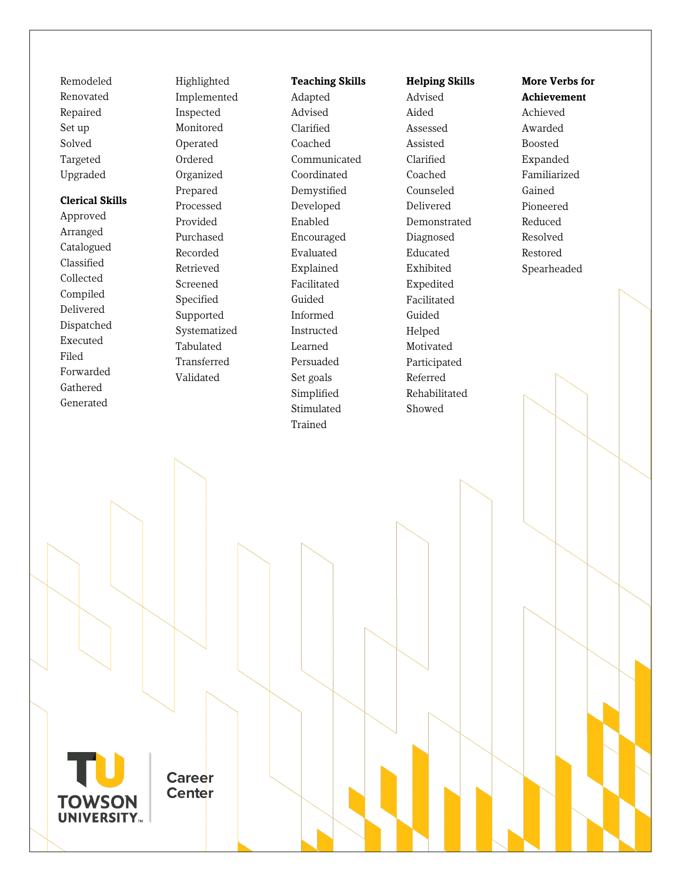Remodeled
Renovated
Repaired
Set up
Solved
Targeted
Upgraded

**Clerical Skills**

Approved
Arranged
Catalogued
Classified
Collected
Compiled
Delivered
Dispatched
Executed
Filed
Forwarded
Gathered
Generated
Highlighted
Implemented
Inspected
Monitored
Operated
Ordered
Organized
Prepared
Processed
Provided
Purchased
Recorded
Retrieved
Screened
Specified
Supported
Systematized
Tabulated
Transferred
Validated

**Teaching Skills**

Adapted
Advised
Clarified
Coached
Communicated
Coordinated
Demystified
Developed
Enabled
Encouraged
Evaluated
Explained
Facilitated
Guided
Informed
Instructed
Learned
Persuaded
Set goals
Simplified
Stimulated
Trained

**Helping Skills**

Advised
Aided
Assessed
Assisted
Clarified
Coached
Counseled
Delivered
Demonstrated
Diagnosed
Educated
Exhibited
Expedited
Facilitated
Guided
Helped
Motivated
Participated
Referred
Rehabilitated
Showed

**More Verbs for Achievement**

Achieved
Awarded
Boosted
Expanded
Familiarized
Gained
Pioneered
Reduced
Resolved
Restored
Spearheaded

TOWSON UNIVERSITY Career Center